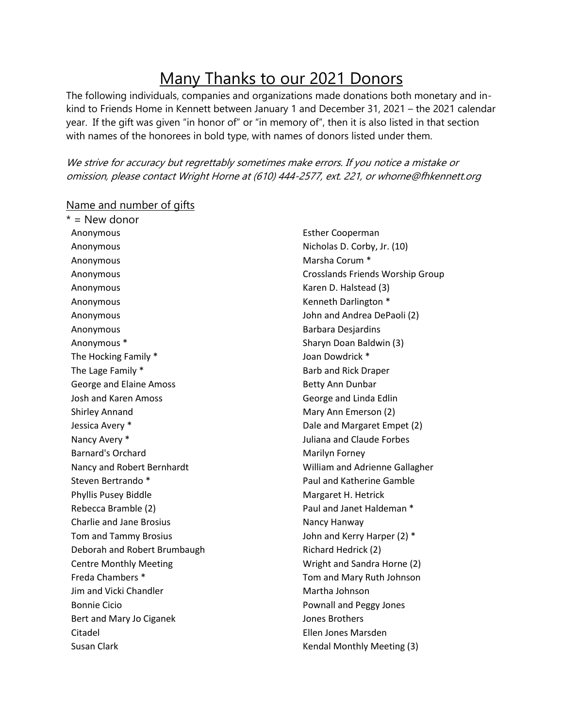# Many Thanks to our 2021 Donors

The following individuals, companies and organizations made donations both monetary and in-kind to Friends Home in Kennett between January 1 and December 31, 2021 – the 2021 calendar year. If the gift was given "in honor of" or "in memory of", then it is also listed in that section with names of the honorees in bold type, with names of donors listed under them.

*We strive for accuracy but regrettably sometimes make errors. If you notice a mistake or omission, please contact Wright Horne at (610) 444-2577, ext. 221, or whorne@fhkennett.org*

## Name and number of gifts

\* = New donor

Anonymous
Anonymous
Anonymous
Anonymous
Anonymous
Anonymous
Anonymous
Anonymous
Anonymous *
The Hocking Family *
The Lage Family *
George and Elaine Amoss
Josh and Karen Amoss
Shirley Annand
Jessica Avery *
Nancy Avery *
Barnard's Orchard
Nancy and Robert Bernhardt
Steven Bertrando *
Phyllis Pusey Biddle
Rebecca Bramble (2)
Charlie and Jane Brosius
Tom and Tammy Brosius
Deborah and Robert Brumbaugh
Centre Monthly Meeting
Freda Chambers *
Jim and Vicki Chandler
Bonnie Cicio
Bert and Mary Jo Ciganek
Citadel
Susan Clark
Esther Cooperman
Nicholas D. Corby, Jr. (10)
Marsha Corum *
Crosslands Friends Worship Group
Karen D. Halstead (3)
Kenneth Darlington *
John and Andrea DePaoli (2)
Barbara Desjardins
Sharyn Doan Baldwin (3)
Joan Dowdrick *
Barb and Rick Draper
Betty Ann Dunbar
George and Linda Edlin
Mary Ann Emerson (2)
Dale and Margaret Empet (2)
Juliana and Claude Forbes
Marilyn Forney
William and Adrienne Gallagher
Paul and Katherine Gamble
Margaret H. Hetrick
Paul and Janet Haldeman *
Nancy Hanway
John and Kerry Harper (2) *
Richard Hedrick (2)
Wright and Sandra Horne (2)
Tom and Mary Ruth Johnson
Martha Johnson
Pownall and Peggy Jones
Jones Brothers
Ellen Jones Marsden
Kendal Monthly Meeting (3)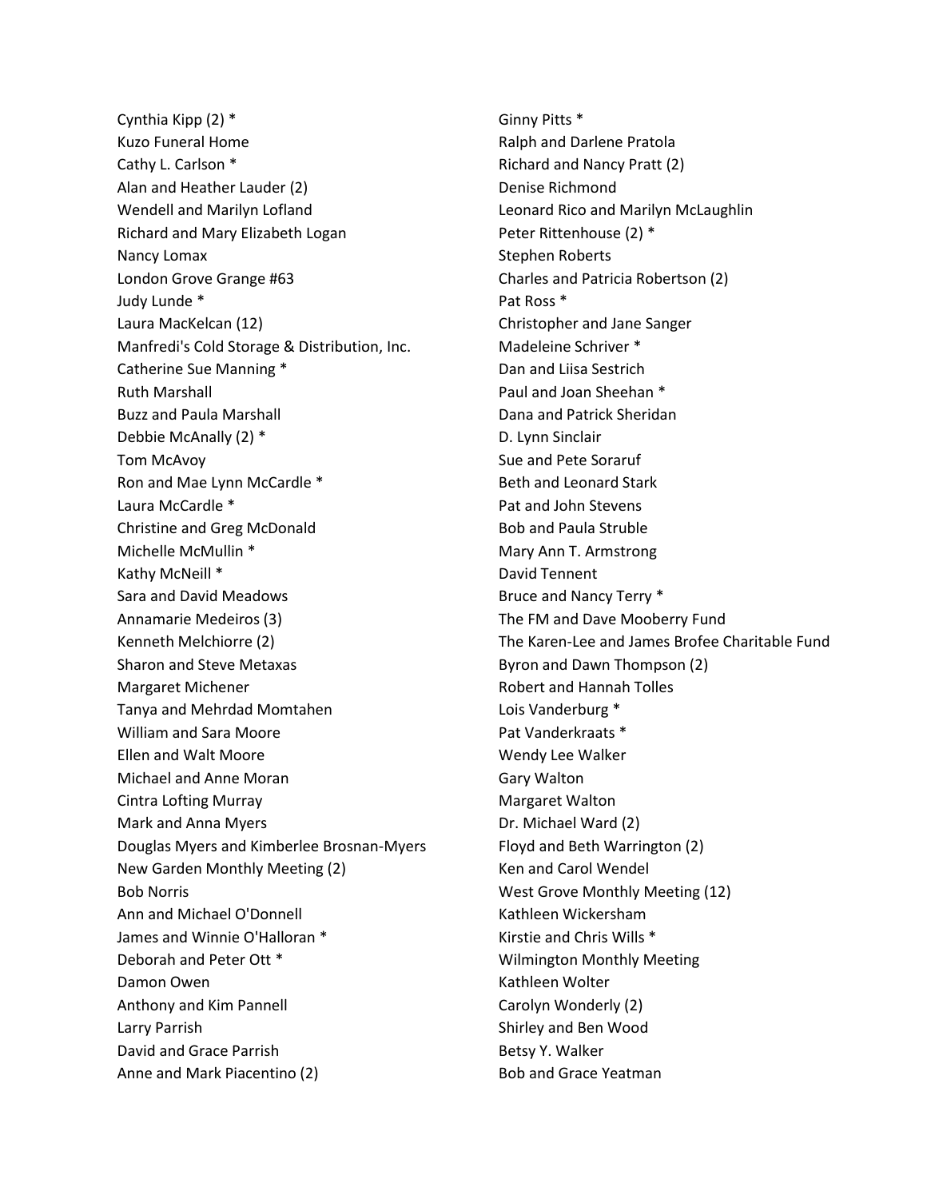Cynthia Kipp (2) *
Kuzo Funeral Home
Cathy L. Carlson *
Alan and Heather Lauder (2)
Wendell and Marilyn Lofland
Richard and Mary Elizabeth Logan
Nancy Lomax
London Grove Grange #63
Judy Lunde *
Laura MacKelcan (12)
Manfredi's Cold Storage & Distribution, Inc.
Catherine Sue Manning *
Ruth Marshall
Buzz and Paula Marshall
Debbie McAnally (2) *
Tom McAvoy
Ron and Mae Lynn McCardle *
Laura McCardle *
Christine and Greg McDonald
Michelle McMullin *
Kathy McNeill *
Sara and David Meadows
Annamarie Medeiros (3)
Kenneth Melchiorre (2)
Sharon and Steve Metaxas
Margaret Michener
Tanya and Mehrdad Momtahen
William and Sara Moore
Ellen and Walt Moore
Michael and Anne Moran
Cintra Lofting Murray
Mark and Anna Myers
Douglas Myers and Kimberlee Brosnan-Myers
New Garden Monthly Meeting (2)
Bob Norris
Ann and Michael O'Donnell
James and Winnie O'Halloran *
Deborah and Peter Ott *
Damon Owen
Anthony and Kim Pannell
Larry Parrish
David and Grace Parrish
Anne and Mark Piacentino (2)
Ginny Pitts *
Ralph and Darlene Pratola
Richard and Nancy Pratt (2)
Denise Richmond
Leonard Rico and Marilyn McLaughlin
Peter Rittenhouse (2) *
Stephen Roberts
Charles and Patricia Robertson (2)
Pat Ross *
Christopher and Jane Sanger
Madeleine Schriver *
Dan and Liisa Sestrich
Paul and Joan Sheehan *
Dana and Patrick Sheridan
D. Lynn Sinclair
Sue and Pete Soraruf
Beth and Leonard Stark
Pat and John Stevens
Bob and Paula Struble
Mary Ann T. Armstrong
David Tennent
Bruce and Nancy Terry *
The FM and Dave Mooberry Fund
The Karen-Lee and James Brofee Charitable Fund
Byron and Dawn Thompson (2)
Robert and Hannah Tolles
Lois Vanderburg *
Pat Vanderkraats *
Wendy Lee Walker
Gary Walton
Margaret Walton
Dr. Michael Ward (2)
Floyd and Beth Warrington (2)
Ken and Carol Wendel
West Grove Monthly Meeting (12)
Kathleen Wickersham
Kirstie and Chris Wills *
Wilmington Monthly Meeting
Kathleen Wolter
Carolyn Wonderly (2)
Shirley and Ben Wood
Betsy Y. Walker
Bob and Grace Yeatman